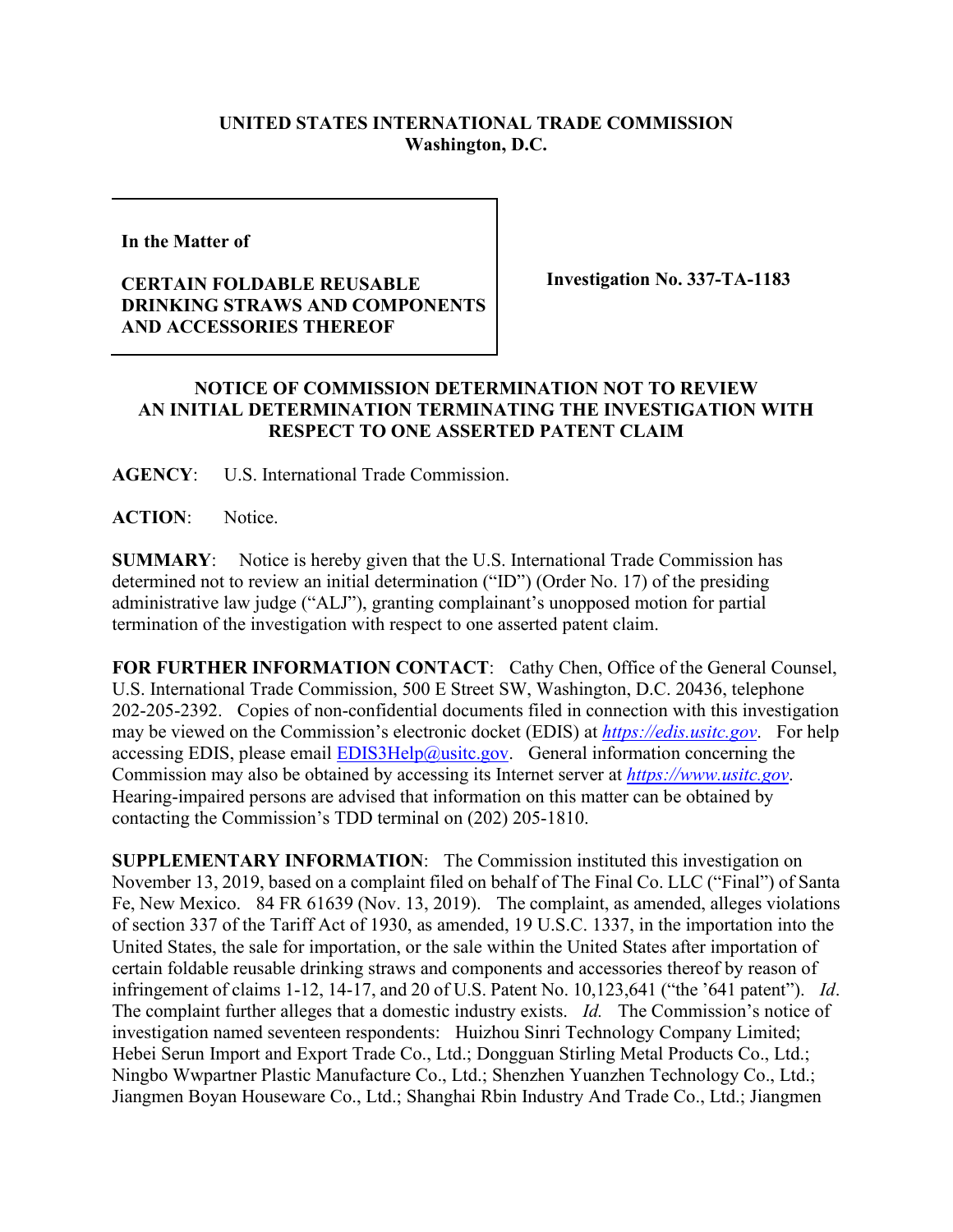**UNITED STATES INTERNATIONAL TRADE COMMISSION**
**Washington, D.C.**

| In the Matter of<br><br>**CERTAIN FOLDABLE REUSABLE DRINKING STRAWS AND COMPONENTS AND ACCESSORIES THEREOF** | **Investigation No. 337-TA-1183** |
|---|---|

## NOTICE OF COMMISSION DETERMINATION NOT TO REVIEW AN INITIAL DETERMINATION TERMINATING THE INVESTIGATION WITH RESPECT TO ONE ASSERTED PATENT CLAIM

**AGENCY**: U.S. International Trade Commission.

**ACTION**: Notice.

**SUMMARY**: Notice is hereby given that the U.S. International Trade Commission has determined not to review an initial determination ("ID") (Order No. 17) of the presiding administrative law judge ("ALJ"), granting complainant's unopposed motion for partial termination of the investigation with respect to one asserted patent claim.

**FOR FURTHER INFORMATION CONTACT**: Cathy Chen, Office of the General Counsel, U.S. International Trade Commission, 500 E Street SW, Washington, D.C. 20436, telephone 202-205-2392. Copies of non-confidential documents filed in connection with this investigation may be viewed on the Commission's electronic docket (EDIS) at *https://edis.usitc.gov*. For help accessing EDIS, please email EDIS3Help@usitc.gov. General information concerning the Commission may also be obtained by accessing its Internet server at *https://www.usitc.gov*. Hearing-impaired persons are advised that information on this matter can be obtained by contacting the Commission's TDD terminal on (202) 205-1810.

**SUPPLEMENTARY INFORMATION**: The Commission instituted this investigation on November 13, 2019, based on a complaint filed on behalf of The Final Co. LLC ("Final") of Santa Fe, New Mexico. 84 FR 61639 (Nov. 13, 2019). The complaint, as amended, alleges violations of section 337 of the Tariff Act of 1930, as amended, 19 U.S.C. 1337, in the importation into the United States, the sale for importation, or the sale within the United States after importation of certain foldable reusable drinking straws and components and accessories thereof by reason of infringement of claims 1-12, 14-17, and 20 of U.S. Patent No. 10,123,641 ("the '641 patent"). *Id*. The complaint further alleges that a domestic industry exists. *Id.* The Commission's notice of investigation named seventeen respondents: Huizhou Sinri Technology Company Limited; Hebei Serun Import and Export Trade Co., Ltd.; Dongguan Stirling Metal Products Co., Ltd.; Ningbo Wwpartner Plastic Manufacture Co., Ltd.; Shenzhen Yuanzhen Technology Co., Ltd.; Jiangmen Boyan Houseware Co., Ltd.; Shanghai Rbin Industry And Trade Co., Ltd.; Jiangmen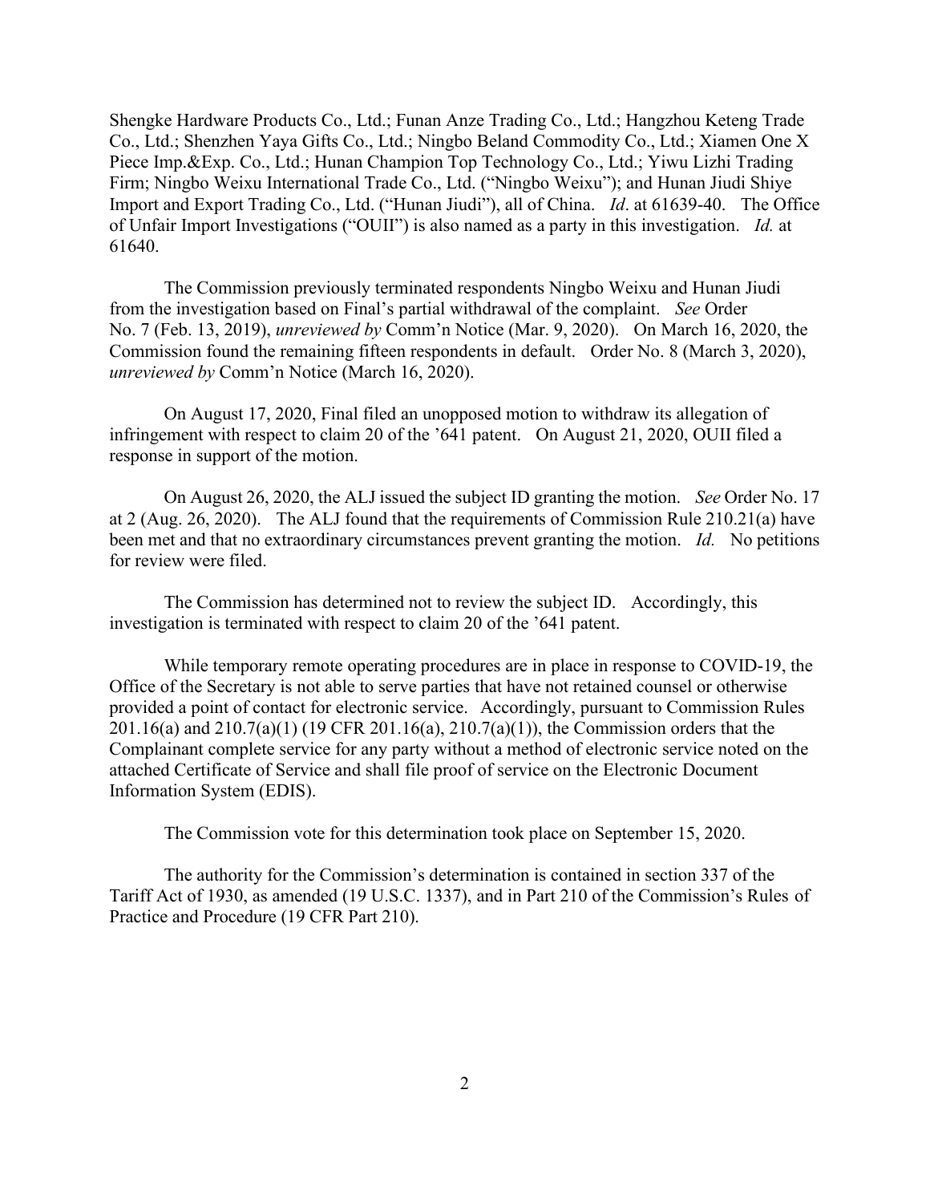Shengke Hardware Products Co., Ltd.; Funan Anze Trading Co., Ltd.; Hangzhou Keteng Trade Co., Ltd.; Shenzhen Yaya Gifts Co., Ltd.; Ningbo Beland Commodity Co., Ltd.; Xiamen One X Piece Imp.&Exp. Co., Ltd.; Hunan Champion Top Technology Co., Ltd.; Yiwu Lizhi Trading Firm; Ningbo Weixu International Trade Co., Ltd. ("Ningbo Weixu"); and Hunan Jiudi Shiye Import and Export Trading Co., Ltd. ("Hunan Jiudi"), all of China. *Id*. at 61639-40. The Office of Unfair Import Investigations ("OUII") is also named as a party in this investigation. *Id.* at 61640.

The Commission previously terminated respondents Ningbo Weixu and Hunan Jiudi from the investigation based on Final's partial withdrawal of the complaint. *See* Order No. 7 (Feb. 13, 2019), *unreviewed by* Comm'n Notice (Mar. 9, 2020). On March 16, 2020, the Commission found the remaining fifteen respondents in default. Order No. 8 (March 3, 2020), *unreviewed by* Comm'n Notice (March 16, 2020).

On August 17, 2020, Final filed an unopposed motion to withdraw its allegation of infringement with respect to claim 20 of the '641 patent. On August 21, 2020, OUII filed a response in support of the motion.

On August 26, 2020, the ALJ issued the subject ID granting the motion. *See* Order No. 17 at 2 (Aug. 26, 2020). The ALJ found that the requirements of Commission Rule 210.21(a) have been met and that no extraordinary circumstances prevent granting the motion. *Id.* No petitions for review were filed.

The Commission has determined not to review the subject ID. Accordingly, this investigation is terminated with respect to claim 20 of the '641 patent.

While temporary remote operating procedures are in place in response to COVID-19, the Office of the Secretary is not able to serve parties that have not retained counsel or otherwise provided a point of contact for electronic service. Accordingly, pursuant to Commission Rules 201.16(a) and 210.7(a)(1) (19 CFR 201.16(a), 210.7(a)(1)), the Commission orders that the Complainant complete service for any party without a method of electronic service noted on the attached Certificate of Service and shall file proof of service on the Electronic Document Information System (EDIS).

The Commission vote for this determination took place on September 15, 2020.

The authority for the Commission's determination is contained in section 337 of the Tariff Act of 1930, as amended (19 U.S.C. 1337), and in Part 210 of the Commission's Rules of Practice and Procedure (19 CFR Part 210).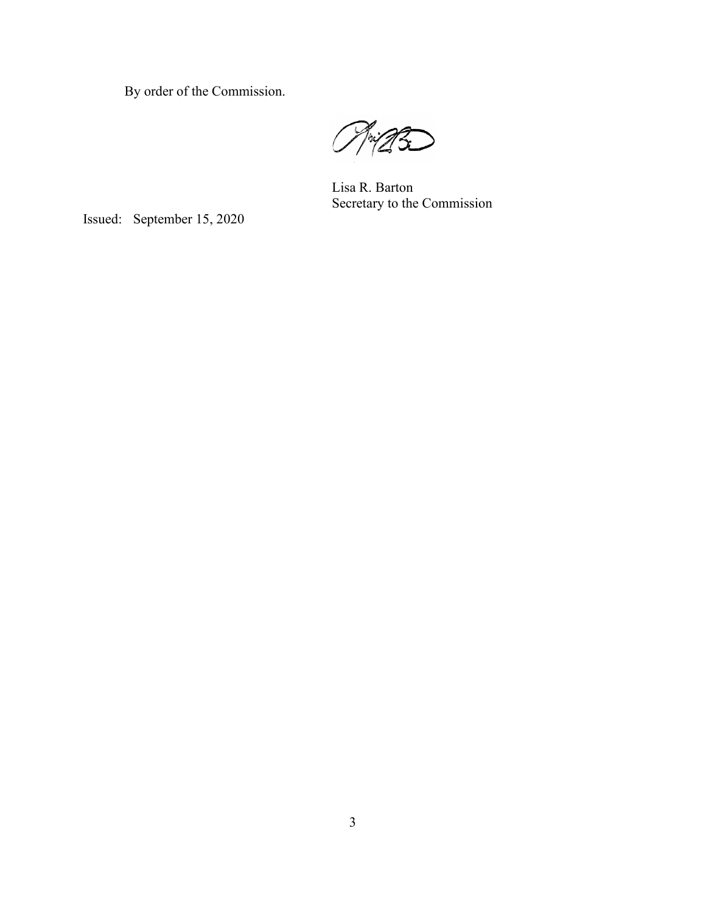By order of the Commission.

Lisa R. Barton
Secretary to the Commission

Issued: September 15, 2020